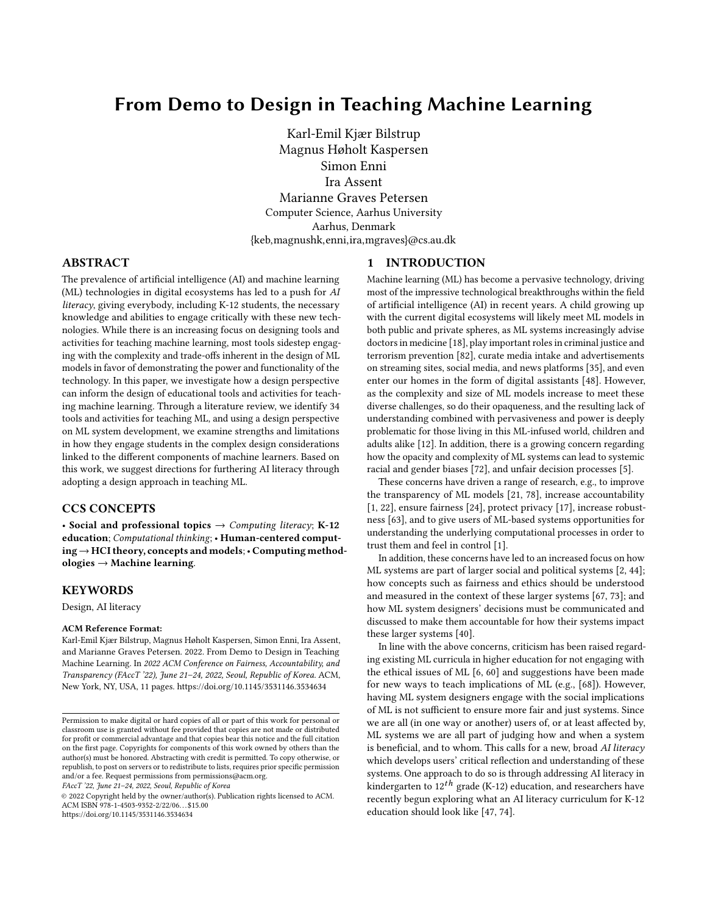# From Demo to Design in Teaching Machine Learning

Karl-Emil Kjær Bilstrup
Magnus Høholt Kaspersen
Simon Enni
Ira Assent
Marianne Graves Petersen
Computer Science, Aarhus University
Aarhus, Denmark
{keb,magnushk,enni,ira,mgraves}@cs.au.dk

## ABSTRACT

The prevalence of artificial intelligence (AI) and machine learning (ML) technologies in digital ecosystems has led to a push for *AI literacy*, giving everybody, including K-12 students, the necessary knowledge and abilities to engage critically with these new technologies. While there is an increasing focus on designing tools and activities for teaching machine learning, most tools sidestep engaging with the complexity and trade-offs inherent in the design of ML models in favor of demonstrating the power and functionality of the technology. In this paper, we investigate how a design perspective can inform the design of educational tools and activities for teaching machine learning. Through a literature review, we identify 34 tools and activities for teaching ML, and using a design perspective on ML system development, we examine strengths and limitations in how they engage students in the complex design considerations linked to the different components of machine learners. Based on this work, we suggest directions for furthering AI literacy through adopting a design approach in teaching ML.

## CCS CONCEPTS

• **Social and professional topics** → *Computing literacy*; **K-12 education**; *Computational thinking*; • **Human-centered computing** → **HCI theory, concepts and models**; • **Computing methodologies** → **Machine learning**.

## KEYWORDS

Design, AI literacy

**ACM Reference Format:**
Karl-Emil Kjær Bilstrup, Magnus Høholt Kaspersen, Simon Enni, Ira Assent, and Marianne Graves Petersen. 2022. From Demo to Design in Teaching Machine Learning. In *2022 ACM Conference on Fairness, Accountability, and Transparency (FAccT '22), June 21–24, 2022, Seoul, Republic of Korea*. ACM, New York, NY, USA, 11 pages. https://doi.org/10.1145/3531146.3534634

Permission to make digital or hard copies of all or part of this work for personal or classroom use is granted without fee provided that copies are not made or distributed for profit or commercial advantage and that copies bear this notice and the full citation on the first page. Copyrights for components of this work owned by others than the author(s) must be honored. Abstracting with credit is permitted. To copy otherwise, or republish, to post on servers or to redistribute to lists, requires prior specific permission and/or a fee. Request permissions from permissions@acm.org.
*FAccT '22, June 21–24, 2022, Seoul, Republic of Korea*
© 2022 Copyright held by the owner/author(s). Publication rights licensed to ACM.
ACM ISBN 978-1-4503-9352-2/22/06…$15.00
https://doi.org/10.1145/3531146.3534634

## 1 INTRODUCTION

Machine learning (ML) has become a pervasive technology, driving most of the impressive technological breakthroughs within the field of artificial intelligence (AI) in recent years. A child growing up with the current digital ecosystems will likely meet ML models in both public and private spheres, as ML systems increasingly advise doctors in medicine [18], play important roles in criminal justice and terrorism prevention [82], curate media intake and advertisements on streaming sites, social media, and news platforms [35], and even enter our homes in the form of digital assistants [48]. However, as the complexity and size of ML models increase to meet these diverse challenges, so do their opaqueness, and the resulting lack of understanding combined with pervasiveness and power is deeply problematic for those living in this ML-infused world, children and adults alike [12]. In addition, there is a growing concern regarding how the opacity and complexity of ML systems can lead to systemic racial and gender biases [72], and unfair decision processes [5].

These concerns have driven a range of research, e.g., to improve the transparency of ML models [21, 78], increase accountability [1, 22], ensure fairness [24], protect privacy [17], increase robustness [63], and to give users of ML-based systems opportunities for understanding the underlying computational processes in order to trust them and feel in control [1].

In addition, these concerns have led to an increased focus on how ML systems are part of larger social and political systems [2, 44]; how concepts such as fairness and ethics should be understood and measured in the context of these larger systems [67, 73]; and how ML system designers' decisions must be communicated and discussed to make them accountable for how their systems impact these larger systems [40].

In line with the above concerns, criticism has been raised regarding existing ML curricula in higher education for not engaging with the ethical issues of ML [6, 60] and suggestions have been made for new ways to teach implications of ML (e.g., [68]). However, having ML system designers engage with the social implications of ML is not sufficient to ensure more fair and just systems. Since we are all (in one way or another) users of, or at least affected by, ML systems we are all part of judging how and when a system is beneficial, and to whom. This calls for a new, broad *AI literacy* which develops users' critical reflection and understanding of these systems. One approach to do so is through addressing AI literacy in kindergarten to $12^{th}$ grade (K-12) education, and researchers have recently begun exploring what an AI literacy curriculum for K-12 education should look like [47, 74].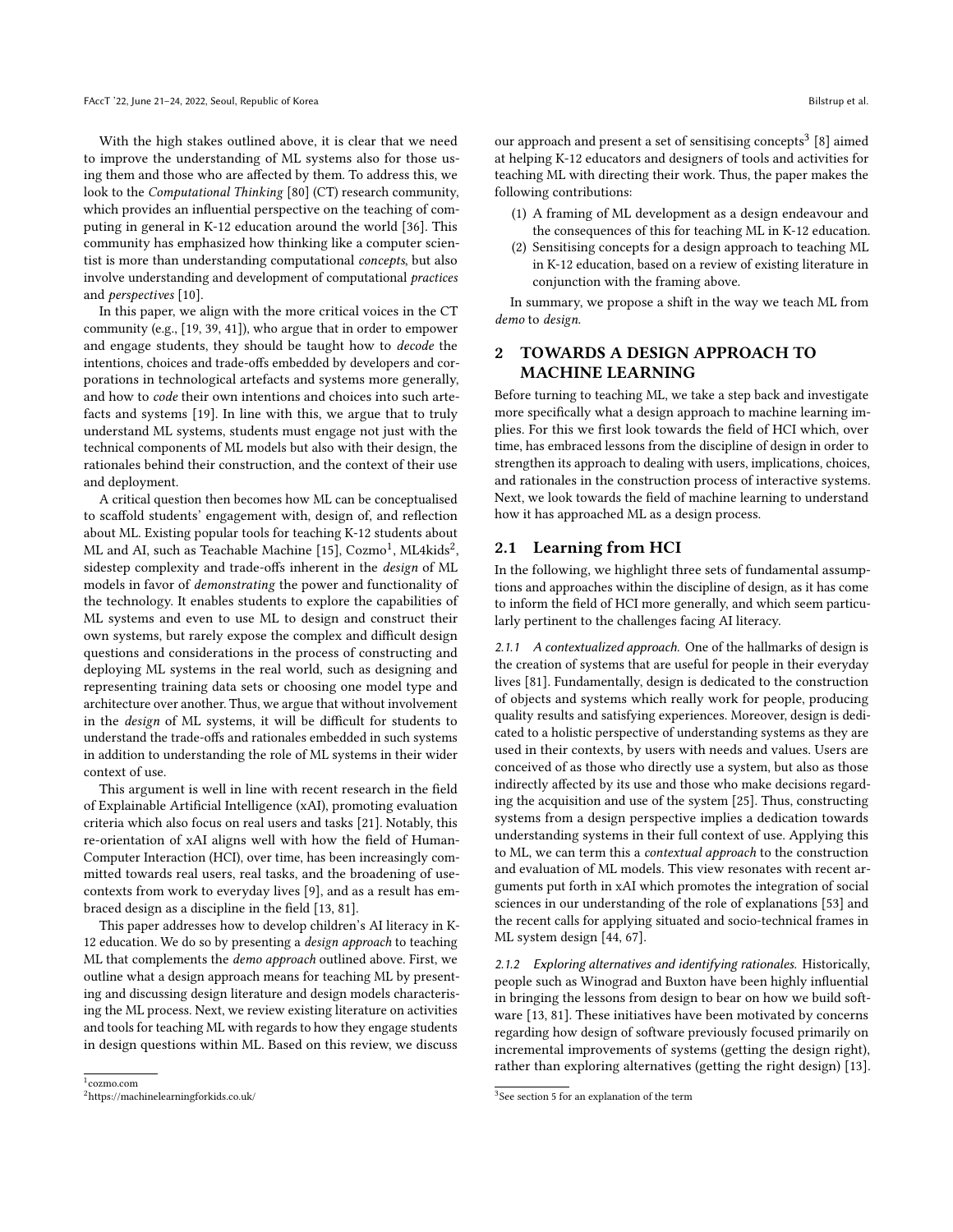With the high stakes outlined above, it is clear that we need to improve the understanding of ML systems also for those using them and those who are affected by them. To address this, we look to the *Computational Thinking* [80] (CT) research community, which provides an influential perspective on the teaching of computing in general in K-12 education around the world [36]. This community has emphasized how thinking like a computer scientist is more than understanding computational *concepts*, but also involve understanding and development of computational *practices* and *perspectives* [10].

In this paper, we align with the more critical voices in the CT community (e.g., [19, 39, 41]), who argue that in order to empower and engage students, they should be taught how to *decode* the intentions, choices and trade-offs embedded by developers and corporations in technological artefacts and systems more generally, and how to *code* their own intentions and choices into such artefacts and systems [19]. In line with this, we argue that to truly understand ML systems, students must engage not just with the technical components of ML models but also with their design, the rationales behind their construction, and the context of their use and deployment.

A critical question then becomes how ML can be conceptualised to scaffold students' engagement with, design of, and reflection about ML. Existing popular tools for teaching K-12 students about ML and AI, such as Teachable Machine [15], Cozmo[1], ML4kids[2], sidestep complexity and trade-offs inherent in the *design* of ML models in favor of *demonstrating* the power and functionality of the technology. It enables students to explore the capabilities of ML systems and even to use ML to design and construct their own systems, but rarely expose the complex and difficult design questions and considerations in the process of constructing and deploying ML systems in the real world, such as designing and representing training data sets or choosing one model type and architecture over another. Thus, we argue that without involvement in the *design* of ML systems, it will be difficult for students to understand the trade-offs and rationales embedded in such systems in addition to understanding the role of ML systems in their wider context of use.

This argument is well in line with recent research in the field of Explainable Artificial Intelligence (xAI), promoting evaluation criteria which also focus on real users and tasks [21]. Notably, this re-orientation of xAI aligns well with how the field of Human-Computer Interaction (HCI), over time, has been increasingly committed towards real users, real tasks, and the broadening of use-contexts from work to everyday lives [9], and as a result has embraced design as a discipline in the field [13, 81].

This paper addresses how to develop children's AI literacy in K-12 education. We do so by presenting a *design approach* to teaching ML that complements the *demo approach* outlined above. First, we outline what a design approach means for teaching ML by presenting and discussing design literature and design models characterising the ML process. Next, we review existing literature on activities and tools for teaching ML with regards to how they engage students in design questions within ML. Based on this review, we discuss our approach and present a set of sensitising concepts[3] [8] aimed at helping K-12 educators and designers of tools and activities for teaching ML with directing their work. Thus, the paper makes the following contributions:

1. A framing of ML development as a design endeavour and the consequences of this for teaching ML in K-12 education.
2. Sensitising concepts for a design approach to teaching ML in K-12 education, based on a review of existing literature in conjunction with the framing above.

In summary, we propose a shift in the way we teach ML from *demo* to *design*.

## 2 TOWARDS A DESIGN APPROACH TO MACHINE LEARNING

Before turning to teaching ML, we take a step back and investigate more specifically what a design approach to machine learning implies. For this we first look towards the field of HCI which, over time, has embraced lessons from the discipline of design in order to strengthen its approach to dealing with users, implications, choices, and rationales in the construction process of interactive systems. Next, we look towards the field of machine learning to understand how it has approached ML as a design process.

### 2.1 Learning from HCI

In the following, we highlight three sets of fundamental assumptions and approaches within the discipline of design, as it has come to inform the field of HCI more generally, and which seem particularly pertinent to the challenges facing AI literacy.

#### 2.1.1 *A contextualized approach.*

One of the hallmarks of design is the creation of systems that are useful for people in their everyday lives [81]. Fundamentally, design is dedicated to the construction of objects and systems which really work for people, producing quality results and satisfying experiences. Moreover, design is dedicated to a holistic perspective of understanding systems as they are used in their contexts, by users with needs and values. Users are conceived of as those who directly use a system, but also as those indirectly affected by its use and those who make decisions regarding the acquisition and use of the system [25]. Thus, constructing systems from a design perspective implies a dedication towards understanding systems in their full context of use. Applying this to ML, we can term this a *contextual approach* to the construction and evaluation of ML models. This view resonates with recent arguments put forth in xAI which promotes the integration of social sciences in our understanding of the role of explanations [53] and the recent calls for applying situated and socio-technical frames in ML system design [44, 67].

#### 2.1.2 *Exploring alternatives and identifying rationales.*

Historically, people such as Winograd and Buxton have been highly influential in bringing the lessons from design to bear on how we build software [13, 81]. These initiatives have been motivated by concerns regarding how design of software previously focused primarily on incremental improvements of systems (getting the design right), rather than exploring alternatives (getting the right design) [13].

---

[1] cozmo.com

[2] https://machinelearningforkids.co.uk/

[3] See section 5 for an explanation of the term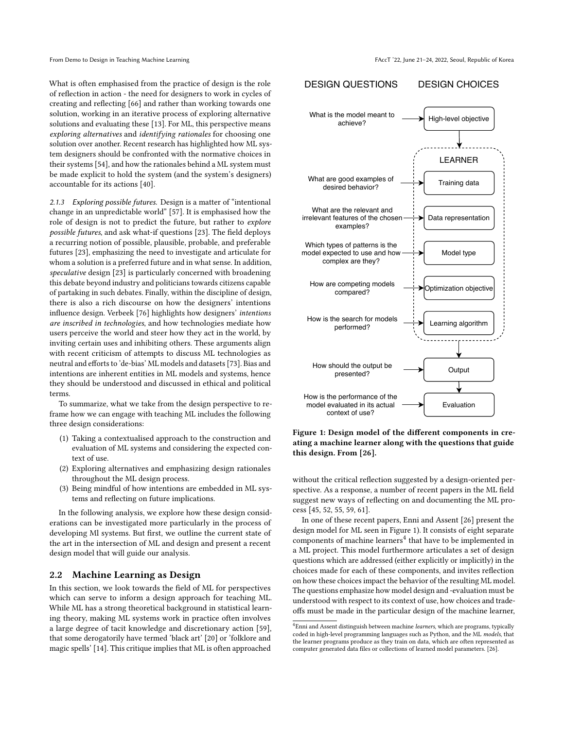What is often emphasised from the practice of design is the role of reflection in action - the need for designers to work in cycles of creating and reflecting [66] and rather than working towards one solution, working in an iterative process of exploring alternative solutions and evaluating these [13]. For ML, this perspective means *exploring alternatives* and *identifying rationales* for choosing one solution over another. Recent research has highlighted how ML system designers should be confronted with the normative choices in their systems [54], and how the rationales behind a ML system must be made explicit to hold the system (and the system's designers) accountable for its actions [40].

*2.1.3 Exploring possible futures.* Design is a matter of "intentional change in an unpredictable world" [57]. It is emphasised how the role of design is not to predict the future, but rather to *explore possible futures*, and ask what-if questions [23]. The field deploys a recurring notion of possible, plausible, probable, and preferable futures [23], emphasizing the need to investigate and articulate for whom a solution is a preferred future and in what sense. In addition, *speculative* design [23] is particularly concerned with broadening this debate beyond industry and politicians towards citizens capable of partaking in such debates. Finally, within the discipline of design, there is also a rich discourse on how the designers' intentions influence design. Verbeek [76] highlights how designers' *intentions are inscribed in technologies*, and how technologies mediate how users perceive the world and steer how they act in the world, by inviting certain uses and inhibiting others. These arguments align with recent criticism of attempts to discuss ML technologies as neutral and efforts to 'de-bias' ML models and datasets [73]. Bias and intentions are inherent entities in ML models and systems, hence they should be understood and discussed in ethical and political terms.

To summarize, what we take from the design perspective to reframe how we can engage with teaching ML includes the following three design considerations:

1. Taking a contextualised approach to the construction and evaluation of ML systems and considering the expected context of use.
2. Exploring alternatives and emphasizing design rationales throughout the ML design process.
3. Being mindful of how intentions are embedded in ML systems and reflecting on future implications.

In the following analysis, we explore how these design considerations can be investigated more particularly in the process of developing Ml systems. But first, we outline the current state of the art in the intersection of ML and design and present a recent design model that will guide our analysis.

## 2.2 Machine Learning as Design

In this section, we look towards the field of ML for perspectives which can serve to inform a design approach for teaching ML. While ML has a strong theoretical background in statistical learning theory, making ML systems work in practice often involves a large degree of tacit knowledge and discretionary action [59], that some derogatorily have termed 'black art' [20] or 'folklore and magic spells' [14]. This critique implies that ML is often approached without the critical reflection suggested by a design-oriented perspective. As a response, a number of recent papers in the ML field suggest new ways of reflecting on and documenting the ML process [45, 52, 55, 59, 61].

| DESIGN QUESTIONS | DESIGN CHOICES |
|---|---|
| What is the model meant to achieve? | High-level objective |
| *LEARNER:* | |
| What are good examples of desired behavior? | Training data |
| What are the relevant and irrelevant features of the chosen examples? | Data representation |
| Which types of patterns is the model expected to use and how complex are they? | Model type |
| How are competing models compared? | Optimization objective |
| How is the search for models performed? | Learning algorithm |
| How should the output be presented? | Output |
| How is the performance of the model evaluated in its actual context of use? | Evaluation |

**Figure 1: Design model of the different components in creating a machine learner along with the questions that guide this design. From [26].**

In one of these recent papers, Enni and Assent [26] present the design model for ML seen in Figure 1). It consists of eight separate components of machine learners[4] that have to be implemented in a ML project. This model furthermore articulates a set of design questions which are addressed (either explicitly or implicitly) in the choices made for each of these components, and invites reflection on how these choices impact the behavior of the resulting ML model. The questions emphasize how model design and -evaluation must be understood with respect to its context of use, how choices and trade-offs must be made in the particular design of the machine learner,

[4]Enni and Assent distinguish between machine *learners*, which are programs, typically coded in high-level programming languages such as Python, and the ML *models*, that the learner programs produce as they train on data, which are often represented as computer generated data files or collections of learned model parameters. [26].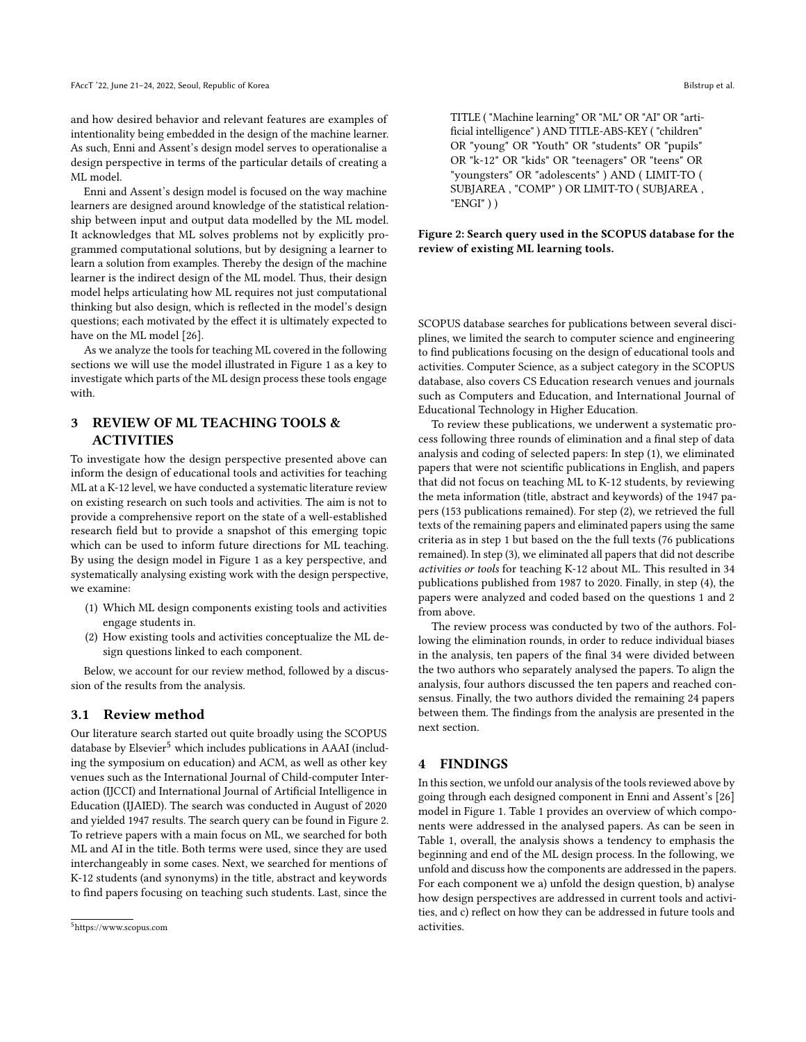and how desired behavior and relevant features are examples of intentionality being embedded in the design of the machine learner. As such, Enni and Assent's design model serves to operationalise a design perspective in terms of the particular details of creating a ML model.

Enni and Assent's design model is focused on the way machine learners are designed around knowledge of the statistical relationship between input and output data modelled by the ML model. It acknowledges that ML solves problems not by explicitly programmed computational solutions, but by designing a learner to learn a solution from examples. Thereby the design of the machine learner is the indirect design of the ML model. Thus, their design model helps articulating how ML requires not just computational thinking but also design, which is reflected in the model's design questions; each motivated by the effect it is ultimately expected to have on the ML model [26].

As we analyze the tools for teaching ML covered in the following sections we will use the model illustrated in Figure 1 as a key to investigate which parts of the ML design process these tools engage with.

## 3 REVIEW OF ML TEACHING TOOLS & ACTIVITIES

To investigate how the design perspective presented above can inform the design of educational tools and activities for teaching ML at a K-12 level, we have conducted a systematic literature review on existing research on such tools and activities. The aim is not to provide a comprehensive report on the state of a well-established research field but to provide a snapshot of this emerging topic which can be used to inform future directions for ML teaching. By using the design model in Figure 1 as a key perspective, and systematically analysing existing work with the design perspective, we examine:

(1) Which ML design components existing tools and activities engage students in.
(2) How existing tools and activities conceptualize the ML design questions linked to each component.

Below, we account for our review method, followed by a discussion of the results from the analysis.

### 3.1 Review method

Our literature search started out quite broadly using the SCOPUS database by Elsevier[5] which includes publications in AAAI (including the symposium on education) and ACM, as well as other key venues such as the International Journal of Child-computer Interaction (IJCCI) and International Journal of Artificial Intelligence in Education (IJAIED). The search was conducted in August of 2020 and yielded 1947 results. The search query can be found in Figure 2. To retrieve papers with a main focus on ML, we searched for both ML and AI in the title. Both terms were used, since they are used interchangeably in some cases. Next, we searched for mentions of K-12 students (and synonyms) in the title, abstract and keywords to find papers focusing on teaching such students. Last, since the

```
TITLE ( "Machine learning" OR "ML" OR "AI" OR "artificial intelligence" ) AND TITLE-ABS-KEY ( "children" OR "young" OR "Youth" OR "students" OR "pupils" OR "k-12" OR "kids" OR "teenagers" OR "teens" OR "youngsters" OR "adolescents" ) AND ( LIMIT-TO ( SUBJAREA , "COMP" ) OR LIMIT-TO ( SUBJAREA , "ENGI" ) )
```

**Figure 2: Search query used in the SCOPUS database for the review of existing ML learning tools.**

SCOPUS database searches for publications between several disciplines, we limited the search to computer science and engineering to find publications focusing on the design of educational tools and activities. Computer Science, as a subject category in the SCOPUS database, also covers CS Education research venues and journals such as Computers and Education, and International Journal of Educational Technology in Higher Education.

To review these publications, we underwent a systematic process following three rounds of elimination and a final step of data analysis and coding of selected papers: In step (1), we eliminated papers that were not scientific publications in English, and papers that did not focus on teaching ML to K-12 students, by reviewing the meta information (title, abstract and keywords) of the 1947 papers (153 publications remained). For step (2), we retrieved the full texts of the remaining papers and eliminated papers using the same criteria as in step 1 but based on the the full texts (76 publications remained). In step (3), we eliminated all papers that did not describe *activities or tools* for teaching K-12 about ML. This resulted in 34 publications published from 1987 to 2020. Finally, in step (4), the papers were analyzed and coded based on the questions 1 and 2 from above.

The review process was conducted by two of the authors. Following the elimination rounds, in order to reduce individual biases in the analysis, ten papers of the final 34 were divided between the two authors who separately analysed the papers. To align the analysis, four authors discussed the ten papers and reached consensus. Finally, the two authors divided the remaining 24 papers between them. The findings from the analysis are presented in the next section.

## 4 FINDINGS

In this section, we unfold our analysis of the tools reviewed above by going through each designed component in Enni and Assent's [26] model in Figure 1. Table 1 provides an overview of which components were addressed in the analysed papers. As can be seen in Table 1, overall, the analysis shows a tendency to emphasis the beginning and end of the ML design process. In the following, we unfold and discuss how the components are addressed in the papers. For each component we a) unfold the design question, b) analyse how design perspectives are addressed in current tools and activities, and c) reflect on how they can be addressed in future tools and activities.

[5] https://www.scopus.com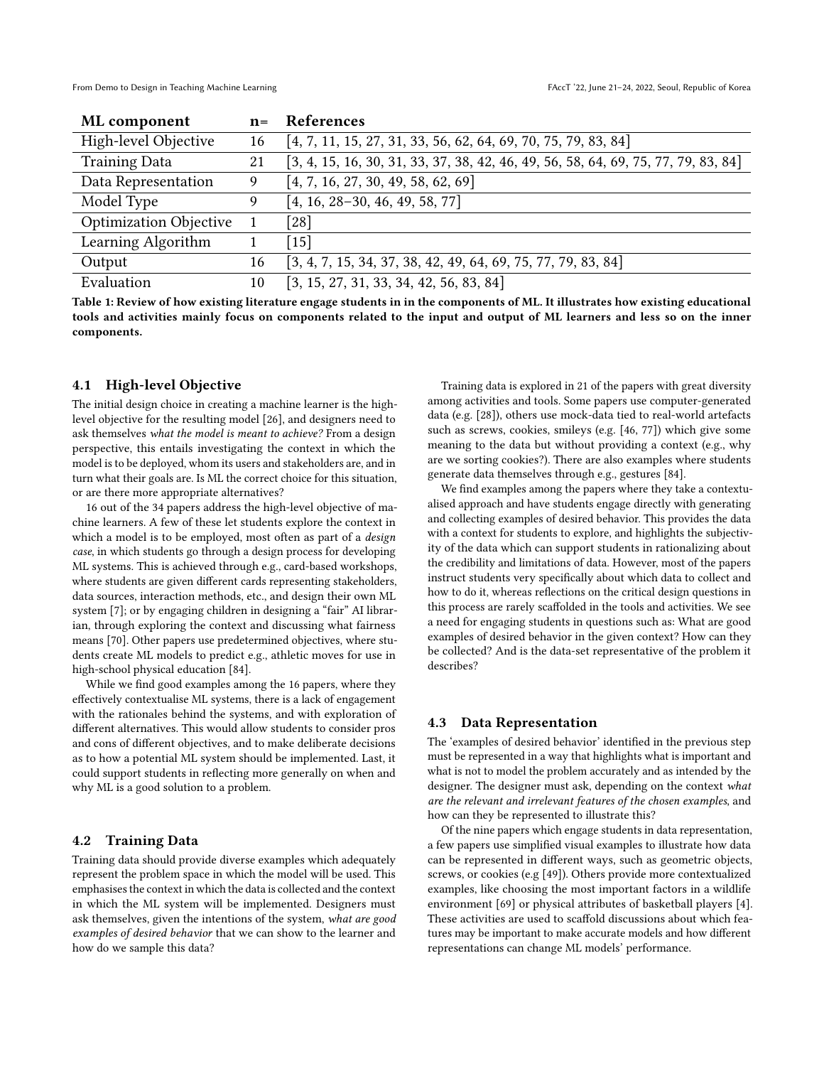| ML component | n= | References |
|---|---|---|
| High-level Objective | 16 | [4, 7, 11, 15, 27, 31, 33, 56, 62, 64, 69, 70, 75, 79, 83, 84] |
| Training Data | 21 | [3, 4, 15, 16, 30, 31, 33, 37, 38, 42, 46, 49, 56, 58, 64, 69, 75, 77, 79, 83, 84] |
| Data Representation | 9 | [4, 7, 16, 27, 30, 49, 58, 62, 69] |
| Model Type | 9 | [4, 16, 28–30, 46, 49, 58, 77] |
| Optimization Objective | 1 | [28] |
| Learning Algorithm | 1 | [15] |
| Output | 16 | [3, 4, 7, 15, 34, 37, 38, 42, 49, 64, 69, 75, 77, 79, 83, 84] |
| Evaluation | 10 | [3, 15, 27, 31, 33, 34, 42, 56, 83, 84] |

**Table 1: Review of how existing literature engage students in in the components of ML. It illustrates how existing educational tools and activities mainly focus on components related to the input and output of ML learners and less so on the inner components.**

### 4.1 High-level Objective

The initial design choice in creating a machine learner is the high-level objective for the resulting model [26], and designers need to ask themselves *what the model is meant to achieve?* From a design perspective, this entails investigating the context in which the model is to be deployed, whom its users and stakeholders are, and in turn what their goals are. Is ML the correct choice for this situation, or are there more appropriate alternatives?

16 out of the 34 papers address the high-level objective of machine learners. A few of these let students explore the context in which a model is to be employed, most often as part of a *design case*, in which students go through a design process for developing ML systems. This is achieved through e.g., card-based workshops, where students are given different cards representing stakeholders, data sources, interaction methods, etc., and design their own ML system [7]; or by engaging children in designing a "fair" AI librarian, through exploring the context and discussing what fairness means [70]. Other papers use predetermined objectives, where students create ML models to predict e.g., athletic moves for use in high-school physical education [84].

While we find good examples among the 16 papers, where they effectively contextualise ML systems, there is a lack of engagement with the rationales behind the systems, and with exploration of different alternatives. This would allow students to consider pros and cons of different objectives, and to make deliberate decisions as to how a potential ML system should be implemented. Last, it could support students in reflecting more generally on when and why ML is a good solution to a problem.

### 4.2 Training Data

Training data should provide diverse examples which adequately represent the problem space in which the model will be used. This emphasises the context in which the data is collected and the context in which the ML system will be implemented. Designers must ask themselves, given the intentions of the system, *what are good examples of desired behavior* that we can show to the learner and how do we sample this data?

Training data is explored in 21 of the papers with great diversity among activities and tools. Some papers use computer-generated data (e.g. [28]), others use mock-data tied to real-world artefacts such as screws, cookies, smileys (e.g. [46, 77]) which give some meaning to the data but without providing a context (e.g., why are we sorting cookies?). There are also examples where students generate data themselves through e.g., gestures [84].

We find examples among the papers where they take a contextualised approach and have students engage directly with generating and collecting examples of desired behavior. This provides the data with a context for students to explore, and highlights the subjectivity of the data which can support students in rationalizing about the credibility and limitations of data. However, most of the papers instruct students very specifically about which data to collect and how to do it, whereas reflections on the critical design questions in this process are rarely scaffolded in the tools and activities. We see a need for engaging students in questions such as: What are good examples of desired behavior in the given context? How can they be collected? And is the data-set representative of the problem it describes?

### 4.3 Data Representation

The 'examples of desired behavior' identified in the previous step must be represented in a way that highlights what is important and what is not to model the problem accurately and as intended by the designer. The designer must ask, depending on the context *what are the relevant and irrelevant features of the chosen examples*, and how can they be represented to illustrate this?

Of the nine papers which engage students in data representation, a few papers use simplified visual examples to illustrate how data can be represented in different ways, such as geometric objects, screws, or cookies (e.g [49]). Others provide more contextualized examples, like choosing the most important factors in a wildlife environment [69] or physical attributes of basketball players [4]. These activities are used to scaffold discussions about which features may be important to make accurate models and how different representations can change ML models' performance.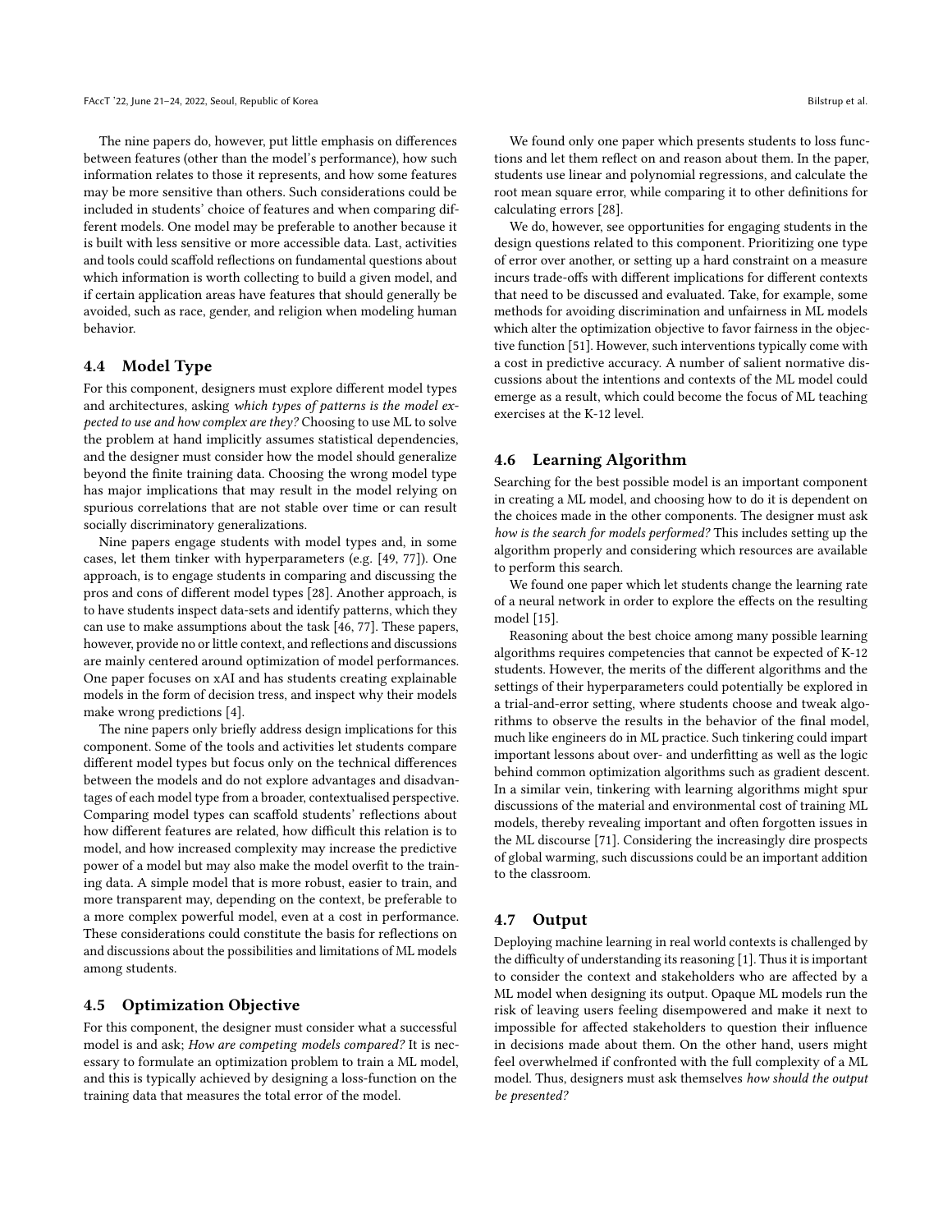The nine papers do, however, put little emphasis on differences between features (other than the model's performance), how such information relates to those it represents, and how some features may be more sensitive than others. Such considerations could be included in students' choice of features and when comparing different models. One model may be preferable to another because it is built with less sensitive or more accessible data. Last, activities and tools could scaffold reflections on fundamental questions about which information is worth collecting to build a given model, and if certain application areas have features that should generally be avoided, such as race, gender, and religion when modeling human behavior.

### 4.4 Model Type

For this component, designers must explore different model types and architectures, asking *which types of patterns is the model expected to use and how complex are they?* Choosing to use ML to solve the problem at hand implicitly assumes statistical dependencies, and the designer must consider how the model should generalize beyond the finite training data. Choosing the wrong model type has major implications that may result in the model relying on spurious correlations that are not stable over time or can result socially discriminatory generalizations.

Nine papers engage students with model types and, in some cases, let them tinker with hyperparameters (e.g. [49, 77]). One approach, is to engage students in comparing and discussing the pros and cons of different model types [28]. Another approach, is to have students inspect data-sets and identify patterns, which they can use to make assumptions about the task [46, 77]. These papers, however, provide no or little context, and reflections and discussions are mainly centered around optimization of model performances. One paper focuses on xAI and has students creating explainable models in the form of decision tress, and inspect why their models make wrong predictions [4].

The nine papers only briefly address design implications for this component. Some of the tools and activities let students compare different model types but focus only on the technical differences between the models and do not explore advantages and disadvantages of each model type from a broader, contextualised perspective. Comparing model types can scaffold students' reflections about how different features are related, how difficult this relation is to model, and how increased complexity may increase the predictive power of a model but may also make the model overfit to the training data. A simple model that is more robust, easier to train, and more transparent may, depending on the context, be preferable to a more complex powerful model, even at a cost in performance. These considerations could constitute the basis for reflections on and discussions about the possibilities and limitations of ML models among students.

### 4.5 Optimization Objective

For this component, the designer must consider what a successful model is and ask; *How are competing models compared?* It is necessary to formulate an optimization problem to train a ML model, and this is typically achieved by designing a loss-function on the training data that measures the total error of the model.

We found only one paper which presents students to loss functions and let them reflect on and reason about them. In the paper, students use linear and polynomial regressions, and calculate the root mean square error, while comparing it to other definitions for calculating errors [28].

We do, however, see opportunities for engaging students in the design questions related to this component. Prioritizing one type of error over another, or setting up a hard constraint on a measure incurs trade-offs with different implications for different contexts that need to be discussed and evaluated. Take, for example, some methods for avoiding discrimination and unfairness in ML models which alter the optimization objective to favor fairness in the objective function [51]. However, such interventions typically come with a cost in predictive accuracy. A number of salient normative discussions about the intentions and contexts of the ML model could emerge as a result, which could become the focus of ML teaching exercises at the K-12 level.

### 4.6 Learning Algorithm

Searching for the best possible model is an important component in creating a ML model, and choosing how to do it is dependent on the choices made in the other components. The designer must ask *how is the search for models performed?* This includes setting up the algorithm properly and considering which resources are available to perform this search.

We found one paper which let students change the learning rate of a neural network in order to explore the effects on the resulting model [15].

Reasoning about the best choice among many possible learning algorithms requires competencies that cannot be expected of K-12 students. However, the merits of the different algorithms and the settings of their hyperparameters could potentially be explored in a trial-and-error setting, where students choose and tweak algorithms to observe the results in the behavior of the final model, much like engineers do in ML practice. Such tinkering could impart important lessons about over- and underfitting as well as the logic behind common optimization algorithms such as gradient descent. In a similar vein, tinkering with learning algorithms might spur discussions of the material and environmental cost of training ML models, thereby revealing important and often forgotten issues in the ML discourse [71]. Considering the increasingly dire prospects of global warming, such discussions could be an important addition to the classroom.

### 4.7 Output

Deploying machine learning in real world contexts is challenged by the difficulty of understanding its reasoning [1]. Thus it is important to consider the context and stakeholders who are affected by a ML model when designing its output. Opaque ML models run the risk of leaving users feeling disempowered and make it next to impossible for affected stakeholders to question their influence in decisions made about them. On the other hand, users might feel overwhelmed if confronted with the full complexity of a ML model. Thus, designers must ask themselves *how should the output be presented?*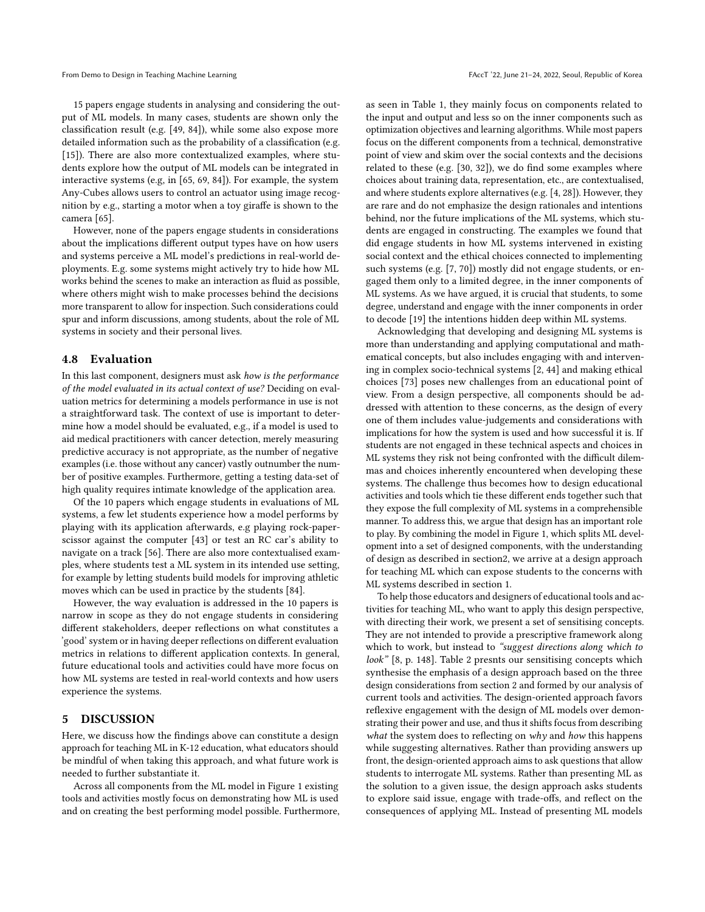15 papers engage students in analysing and considering the output of ML models. In many cases, students are shown only the classification result (e.g. [49, 84]), while some also expose more detailed information such as the probability of a classification (e.g. [15]). There are also more contextualized examples, where students explore how the output of ML models can be integrated in interactive systems (e.g, in [65, 69, 84]). For example, the system Any-Cubes allows users to control an actuator using image recognition by e.g., starting a motor when a toy giraffe is shown to the camera [65].

However, none of the papers engage students in considerations about the implications different output types have on how users and systems perceive a ML model's predictions in real-world deployments. E.g. some systems might actively try to hide how ML works behind the scenes to make an interaction as fluid as possible, where others might wish to make processes behind the decisions more transparent to allow for inspection. Such considerations could spur and inform discussions, among students, about the role of ML systems in society and their personal lives.

### 4.8 Evaluation

In this last component, designers must ask *how is the performance of the model evaluated in its actual context of use?* Deciding on evaluation metrics for determining a models performance in use is not a straightforward task. The context of use is important to determine how a model should be evaluated, e.g., if a model is used to aid medical practitioners with cancer detection, merely measuring predictive accuracy is not appropriate, as the number of negative examples (i.e. those without any cancer) vastly outnumber the number of positive examples. Furthermore, getting a testing data-set of high quality requires intimate knowledge of the application area.

Of the 10 papers which engage students in evaluations of ML systems, a few let students experience how a model performs by playing with its application afterwards, e.g playing rock-paper-scissor against the computer [43] or test an RC car's ability to navigate on a track [56]. There are also more contextualised examples, where students test a ML system in its intended use setting, for example by letting students build models for improving athletic moves which can be used in practice by the students [84].

However, the way evaluation is addressed in the 10 papers is narrow in scope as they do not engage students in considering different stakeholders, deeper reflections on what constitutes a 'good' system or in having deeper reflections on different evaluation metrics in relations to different application contexts. In general, future educational tools and activities could have more focus on how ML systems are tested in real-world contexts and how users experience the systems.

## 5 DISCUSSION

Here, we discuss how the findings above can constitute a design approach for teaching ML in K-12 education, what educators should be mindful of when taking this approach, and what future work is needed to further substantiate it.

Across all components from the ML model in Figure 1 existing tools and activities mostly focus on demonstrating how ML is used and on creating the best performing model possible. Furthermore, as seen in Table 1, they mainly focus on components related to the input and output and less so on the inner components such as optimization objectives and learning algorithms. While most papers focus on the different components from a technical, demonstrative point of view and skim over the social contexts and the decisions related to these (e.g. [30, 32]), we do find some examples where choices about training data, representation, etc., are contextualised, and where students explore alternatives (e.g. [4, 28]). However, they are rare and do not emphasize the design rationales and intentions behind, nor the future implications of the ML systems, which students are engaged in constructing. The examples we found that did engage students in how ML systems intervened in existing social context and the ethical choices connected to implementing such systems (e.g. [7, 70]) mostly did not engage students, or engaged them only to a limited degree, in the inner components of ML systems. As we have argued, it is crucial that students, to some degree, understand and engage with the inner components in order to decode [19] the intentions hidden deep within ML systems.

Acknowledging that developing and designing ML systems is more than understanding and applying computational and mathematical concepts, but also includes engaging with and intervening in complex socio-technical systems [2, 44] and making ethical choices [73] poses new challenges from an educational point of view. From a design perspective, all components should be addressed with attention to these concerns, as the design of every one of them includes value-judgements and considerations with implications for how the system is used and how successful it is. If students are not engaged in these technical aspects and choices in ML systems they risk not being confronted with the difficult dilemmas and choices inherently encountered when developing these systems. The challenge thus becomes how to design educational activities and tools which tie these different ends together such that they expose the full complexity of ML systems in a comprehensible manner. To address this, we argue that design has an important role to play. By combining the model in Figure 1, which splits ML development into a set of designed components, with the understanding of design as described in section2, we arrive at a design approach for teaching ML which can expose students to the concerns with ML systems described in section 1.

To help those educators and designers of educational tools and activities for teaching ML, who want to apply this design perspective, with directing their work, we present a set of sensitising concepts. They are not intended to provide a prescriptive framework along which to work, but instead to *"suggest directions along which to look"* [8, p. 148]. Table 2 presnts our sensitising concepts which synthesise the emphasis of a design approach based on the three design considerations from section 2 and formed by our analysis of current tools and activities. The design-oriented approach favors reflexive engagement with the design of ML models over demonstrating their power and use, and thus it shifts focus from describing *what* the system does to reflecting on *why* and *how* this happens while suggesting alternatives. Rather than providing answers up front, the design-oriented approach aims to ask questions that allow students to interrogate ML systems. Rather than presenting ML as the solution to a given issue, the design approach asks students to explore said issue, engage with trade-offs, and reflect on the consequences of applying ML. Instead of presenting ML models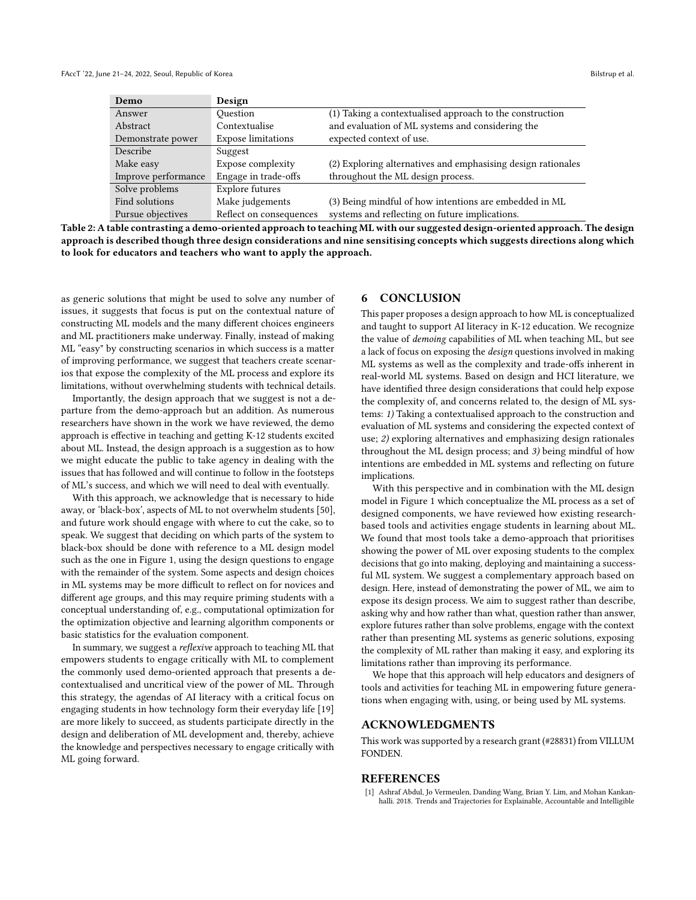| Demo | Design | |
|---|---|---|
| Answer | Question | (1) Taking a contextualised approach to the construction |
| Abstract | Contextualise | and evaluation of ML systems and considering the |
| Demonstrate power | Expose limitations | expected context of use. |
| Describe | Suggest | |
| Make easy | Expose complexity | (2) Exploring alternatives and emphasising design rationales |
| Improve performance | Engage in trade-offs | throughout the ML design process. |
| Solve problems | Explore futures | |
| Find solutions | Make judgements | (3) Being mindful of how intentions are embedded in ML |
| Pursue objectives | Reflect on consequences | systems and reflecting on future implications. |

**Table 2: A table contrasting a demo-oriented approach to teaching ML with our suggested design-oriented approach. The design approach is described though three design considerations and nine sensitising concepts which suggests directions along which to look for educators and teachers who want to apply the approach.**

as generic solutions that might be used to solve any number of issues, it suggests that focus is put on the contextual nature of constructing ML models and the many different choices engineers and ML practitioners make underway. Finally, instead of making ML "easy" by constructing scenarios in which success is a matter of improving performance, we suggest that teachers create scenarios that expose the complexity of the ML process and explore its limitations, without overwhelming students with technical details.

Importantly, the design approach that we suggest is not a departure from the demo-approach but an addition. As numerous researchers have shown in the work we have reviewed, the demo approach is effective in teaching and getting K-12 students excited about ML. Instead, the design approach is a suggestion as to how we might educate the public to take agency in dealing with the issues that has followed and will continue to follow in the footsteps of ML's success, and which we will need to deal with eventually.

With this approach, we acknowledge that is necessary to hide away, or 'black-box', aspects of ML to not overwhelm students [50], and future work should engage with where to cut the cake, so to speak. We suggest that deciding on which parts of the system to black-box should be done with reference to a ML design model such as the one in Figure 1, using the design questions to engage with the remainder of the system. Some aspects and design choices in ML systems may be more difficult to reflect on for novices and different age groups, and this may require priming students with a conceptual understanding of, e.g., computational optimization for the optimization objective and learning algorithm components or basic statistics for the evaluation component.

In summary, we suggest a *reflexive* approach to teaching ML that empowers students to engage critically with ML to complement the commonly used demo-oriented approach that presents a decontextualised and uncritical view of the power of ML. Through this strategy, the agendas of AI literacy with a critical focus on engaging students in how technology form their everyday life [19] are more likely to succeed, as students participate directly in the design and deliberation of ML development and, thereby, achieve the knowledge and perspectives necessary to engage critically with ML going forward.

## 6 CONCLUSION

This paper proposes a design approach to how ML is conceptualized and taught to support AI literacy in K-12 education. We recognize the value of *demoing* capabilities of ML when teaching ML, but see a lack of focus on exposing the *design* questions involved in making ML systems as well as the complexity and trade-offs inherent in real-world ML systems. Based on design and HCI literature, we have identified three design considerations that could help expose the complexity of, and concerns related to, the design of ML systems: *1)* Taking a contextualised approach to the construction and evaluation of ML systems and considering the expected context of use; *2)* exploring alternatives and emphasizing design rationales throughout the ML design process; and *3)* being mindful of how intentions are embedded in ML systems and reflecting on future implications.

With this perspective and in combination with the ML design model in Figure 1 which conceptualize the ML process as a set of designed components, we have reviewed how existing research-based tools and activities engage students in learning about ML. We found that most tools take a demo-approach that prioritises showing the power of ML over exposing students to the complex decisions that go into making, deploying and maintaining a successful ML system. We suggest a complementary approach based on design. Here, instead of demonstrating the power of ML, we aim to expose its design process. We aim to suggest rather than describe, asking why and how rather than what, question rather than answer, explore futures rather than solve problems, engage with the context rather than presenting ML systems as generic solutions, exposing the complexity of ML rather than making it easy, and exploring its limitations rather than improving its performance.

We hope that this approach will help educators and designers of tools and activities for teaching ML in empowering future generations when engaging with, using, or being used by ML systems.

## ACKNOWLEDGMENTS

This work was supported by a research grant (#28831) from VILLUM FONDEN.

## REFERENCES

[1] Ashraf Abdul, Jo Vermeulen, Danding Wang, Brian Y. Lim, and Mohan Kankanhalli. 2018. Trends and Trajectories for Explainable, Accountable and Intelligible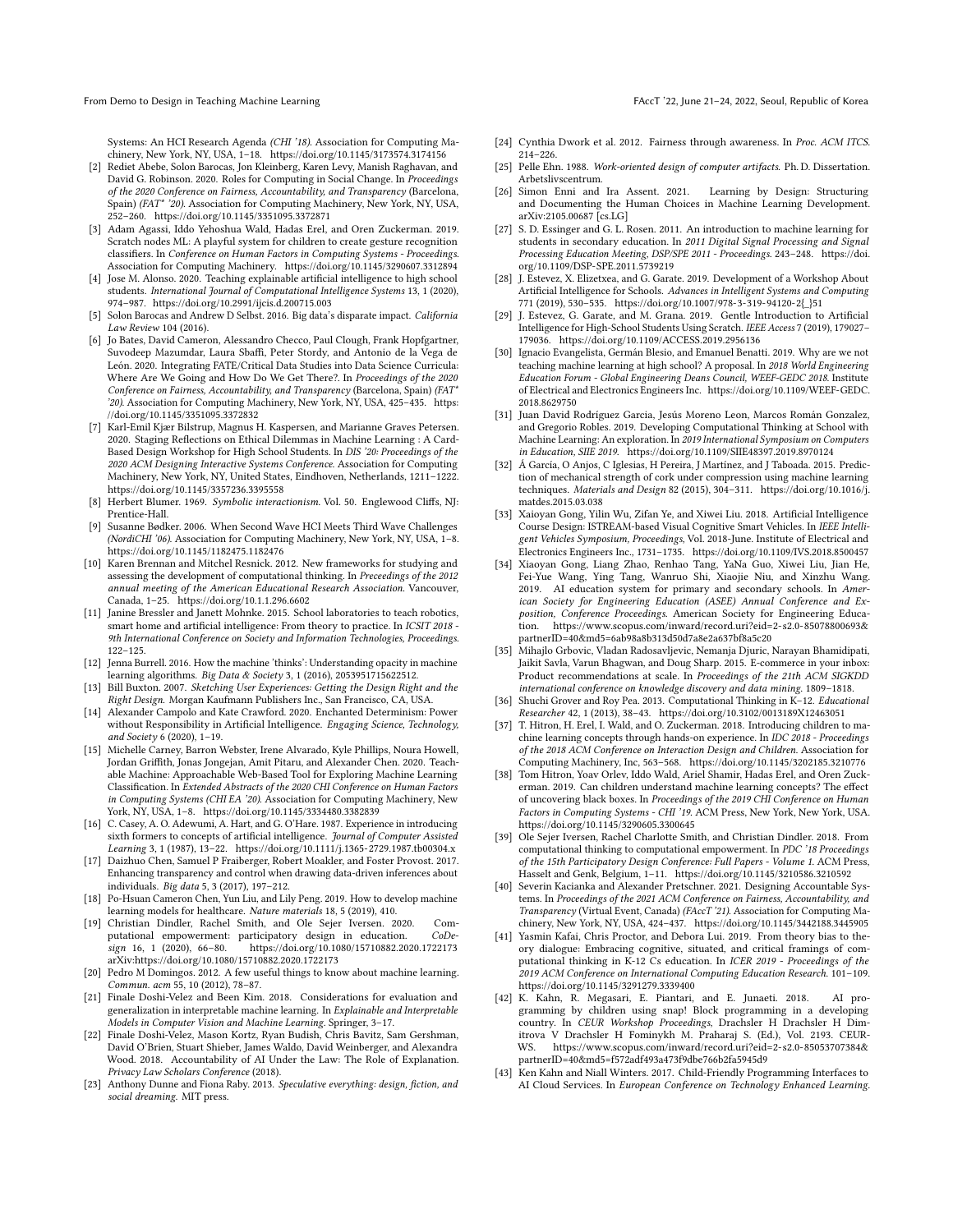Systems: An HCI Research Agenda *(CHI '18)*. Association for Computing Machinery, New York, NY, USA, 1–18. https://doi.org/10.1145/3173574.3174156

[2] Rediet Abebe, Solon Barocas, Jon Kleinberg, Karen Levy, Manish Raghavan, and David G. Robinson. 2020. Roles for Computing in Social Change. In *Proceedings of the 2020 Conference on Fairness, Accountability, and Transparency* (Barcelona, Spain) *(FAT* '20)*. Association for Computing Machinery, New York, NY, USA, 252–260. https://doi.org/10.1145/3351095.3372871

[3] Adam Agassi, Iddo Yehoshua Wald, Hadas Erel, and Oren Zuckerman. 2019. Scratch nodes ML: A playful system for children to create gesture recognition classifiers. In *Conference on Human Factors in Computing Systems - Proceedings*. Association for Computing Machinery. https://doi.org/10.1145/3290607.3312894

[4] Jose M. Alonso. 2020. Teaching explainable artificial intelligence to high school students. *International Journal of Computational Intelligence Systems* 13, 1 (2020), 974–987. https://doi.org/10.2991/ijcis.d.200715.003

[5] Solon Barocas and Andrew D Selbst. 2016. Big data's disparate impact. *California Law Review* 104 (2016).

[6] Jo Bates, David Cameron, Alessandro Checco, Paul Clough, Frank Hopfgartner, Suvodeep Mazumdar, Laura Sbaffi, Peter Stordy, and Antonio de la Vega de León. 2020. Integrating FATE/Critical Data Studies into Data Science Curricula: Where Are We Going and How Do We Get There?. In *Proceedings of the 2020 Conference on Fairness, Accountability, and Transparency* (Barcelona, Spain) *(FAT* '20)*. Association for Computing Machinery, New York, NY, USA, 425–435. https://doi.org/10.1145/3351095.3372832

[7] Karl-Emil Kjær Bilstrup, Magnus H. Kaspersen, and Marianne Graves Petersen. 2020. Staging Reflections on Ethical Dilemmas in Machine Learning : A Card-Based Design Workshop for High School Students. In *DIS '20: Proceedings of the 2020 ACM Designing Interactive Systems Conference*. Association for Computing Machinery, New York, NY, United States, Eindhoven, Netherlands, 1211–1222. https://doi.org/10.1145/3357236.3395558

[8] Herbert Blumer. 1969. *Symbolic interactionism*. Vol. 50. Englewood Cliffs, NJ: Prentice-Hall.

[9] Susanne Bødker. 2006. When Second Wave HCI Meets Third Wave Challenges *(NordiCHI '06)*. Association for Computing Machinery, New York, NY, USA, 1–8. https://doi.org/10.1145/1182475.1182476

[10] Karen Brennan and Mitchel Resnick. 2012. New frameworks for studying and assessing the development of computational thinking. In *Proceedings of the 2012 annual meeting of the American Educational Research Association*. Vancouver, Canada, 1–25. https://doi.org/10.1.1.296.6602

[11] Janine Bressler and Janett Mohnke. 2015. School laboratories to teach robotics, smart home and artificial intelligence: From theory to practice. In *ICSIT 2018 - 9th International Conference on Society and Information Technologies, Proceedings*. 122–125.

[12] Jenna Burrell. 2016. How the machine 'thinks': Understanding opacity in machine learning algorithms. *Big Data & Society* 3, 1 (2016), 2053951715622512.

[13] Bill Buxton. 2007. *Sketching User Experiences: Getting the Design Right and the Right Design*. Morgan Kaufmann Publishers Inc., San Francisco, CA, USA.

[14] Alexander Campolo and Kate Crawford. 2020. Enchanted Determinism: Power without Responsibility in Artificial Intelligence. *Engaging Science, Technology, and Society* 6 (2020), 1–19.

[15] Michelle Carney, Barron Webster, Irene Alvarado, Kyle Phillips, Noura Howell, Jordan Griffith, Jonas Jongejan, Amit Pitaru, and Alexander Chen. 2020. Teachable Machine: Approachable Web-Based Tool for Exploring Machine Learning Classification. In *Extended Abstracts of the 2020 CHI Conference on Human Factors in Computing Systems (CHI EA '20)*. Association for Computing Machinery, New York, NY, USA, 1–8. https://doi.org/10.1145/3334480.3382839

[16] C. Casey, A. O. Adewumi, A. Hart, and G. O'Hare. 1987. Experience in introducing sixth formers to concepts of artificial intelligence. *Journal of Computer Assisted Learning* 3, 1 (1987), 13–22. https://doi.org/10.1111/j.1365-2729.1987.tb00304.x

[17] Daizhuo Chen, Samuel P Fraiberger, Robert Moakler, and Foster Provost. 2017. Enhancing transparency and control when drawing data-driven inferences about individuals. *Big data* 5, 3 (2017), 197–212.

[18] Po-Hsuan Cameron Chen, Yun Liu, and Lily Peng. 2019. How to develop machine learning models for healthcare. *Nature materials* 18, 5 (2019), 410.

[19] Christian Dindler, Rachel Smith, and Ole Sejer Iversen. 2020. Computational empowerment: participatory design in education. *CoDesign* 16, 1 (2020), 66–80. https://doi.org/10.1080/15710882.2020.1722173 arXiv:https://doi.org/10.1080/15710882.2020.1722173

[20] Pedro M Domingos. 2012. A few useful things to know about machine learning. *Commun. acm* 55, 10 (2012), 78–87.

[21] Finale Doshi-Velez and Been Kim. 2018. Considerations for evaluation and generalization in interpretable machine learning. In *Explainable and Interpretable Models in Computer Vision and Machine Learning*. Springer, 3–17.

[22] Finale Doshi-Velez, Mason Kortz, Ryan Budish, Chris Bavitz, Sam Gershman, David O'Brien, Stuart Shieber, James Waldo, David Weinberger, and Alexandra Wood. 2018. Accountability of AI Under the Law: The Role of Explanation. *Privacy Law Scholars Conference* (2018).

[23] Anthony Dunne and Fiona Raby. 2013. *Speculative everything: design, fiction, and social dreaming*. MIT press.

[24] Cynthia Dwork et al. 2012. Fairness through awareness. In *Proc. ACM ITCS*. 214–226.

[25] Pelle Ehn. 1988. *Work-oriented design of computer artifacts*. Ph. D. Dissertation. Arbetslivscentrum.

[26] Simon Enni and Ira Assent. 2021. Learning by Design: Structuring and Documenting the Human Choices in Machine Learning Development. arXiv:2105.00687 [cs.LG]

[27] S. D. Essinger and G. L. Rosen. 2011. An introduction to machine learning for students in secondary education. In *2011 Digital Signal Processing and Signal Processing Education Meeting, DSP/SPE 2011 - Proceedings*. 243–248. https://doi.org/10.1109/DSP-SPE.2011.5739219

[28] J. Estevez, X. Elizetxea, and G. Garate. 2019. Development of a Workshop About Artificial Intelligence for Schools. *Advances in Intelligent Systems and Computing* 771 (2019), 530–535. https://doi.org/10.1007/978-3-319-94120-2{_}51

[29] J. Estevez, G. Garate, and M. Grana. 2019. Gentle Introduction to Artificial Intelligence for High-School Students Using Scratch. *IEEE Access* 7 (2019), 179027–179036. https://doi.org/10.1109/ACCESS.2019.2956136

[30] Ignacio Evangelista, Germán Blesio, and Emanuel Benatti. 2019. Why are we not teaching machine learning at high school? A proposal. In *2018 World Engineering Education Forum - Global Engineering Deans Council, WEEF-GEDC 2018*. Institute of Electrical and Electronics Engineers Inc. https://doi.org/10.1109/WEEF-GEDC.2018.8629750

[31] Juan David Rodríguez Garcia, Jesús Moreno Leon, Marcos Román Gonzalez, and Gregorio Robles. 2019. Developing Computational Thinking at School with Machine Learning: An exploration. In *2019 International Symposium on Computers in Education, SIIE 2019*. https://doi.org/10.1109/SIIE48397.2019.8970124

[32] Á García, O Anjos, C Iglesias, H Pereira, J Martínez, and J Taboada. 2015. Prediction of mechanical strength of cork under compression using machine learning techniques. *Materials and Design* 82 (2015), 304–311. https://doi.org/10.1016/j.matdes.2015.03.038

[33] Xaioyan Gong, Yilin Wu, Zifan Ye, and Xiwei Liu. 2018. Artificial Intelligence Course Design: ISTREAM-based Visual Cognitive Smart Vehicles. In *IEEE Intelligent Vehicles Symposium, Proceedings*, Vol. 2018-June. Institute of Electrical and Electronics Engineers Inc., 1731–1735. https://doi.org/10.1109/IVS.2018.8500457

[34] Xiaoyan Gong, Liang Zhao, Renhao Tang, YaNa Guo, Xiwei Liu, Jian He, Fei-Yue Wang, Ying Tang, Wanruo Shi, Xiaojie Niu, and Xinzhu Wang. 2019. AI education system for primary and secondary schools. In *American Society for Engineering Education (ASEE) Annual Conference and Exposition, Conference Proceedings*. American Society for Engineering Education. https://www.scopus.com/inward/record.uri?eid=2-s2.0-85078800693&partnerID=40&md5=6ab98a8b313d50d7a8e2a637bf8a5c20

[35] Mihajlo Grbovic, Vladan Radosavljevic, Nemanja Djuric, Narayan Bhamidipati, Jaikit Savla, Varun Bhagwan, and Doug Sharp. 2015. E-commerce in your inbox: Product recommendations at scale. In *Proceedings of the 21th ACM SIGKDD international conference on knowledge discovery and data mining*. 1809–1818.

[36] Shuchi Grover and Roy Pea. 2013. Computational Thinking in K–12. *Educational Researcher* 42, 1 (2013), 38–43. https://doi.org/10.3102/0013189X12463051

[37] T. Hitron, H. Erel, I. Wald, and O. Zuckerman. 2018. Introducing children to machine learning concepts through hands-on experience. In *IDC 2018 - Proceedings of the 2018 ACM Conference on Interaction Design and Children*. Association for Computing Machinery, Inc, 563–568. https://doi.org/10.1145/3202185.3210776

[38] Tom Hitron, Yoav Orlev, Iddo Wald, Ariel Shamir, Hadas Erel, and Oren Zuckerman. 2019. Can children understand machine learning concepts? The effect of uncovering black boxes. In *Proceedings of the 2019 CHI Conference on Human Factors in Computing Systems - CHI '19*. ACM Press, New York, New York, USA. https://doi.org/10.1145/3290605.3300645

[39] Ole Sejer Iversen, Rachel Charlotte Smith, and Christian Dindler. 2018. From computational thinking to computational empowerment. In *PDC '18 Proceedings of the 15th Participatory Design Conference: Full Papers - Volume 1*. ACM Press, Hasselt and Genk, Belgium, 1–11. https://doi.org/10.1145/3210586.3210592

[40] Severin Kacianka and Alexander Pretschner. 2021. Designing Accountable Systems. In *Proceedings of the 2021 ACM Conference on Fairness, Accountability, and Transparency* (Virtual Event, Canada) *(FAccT '21)*. Association for Computing Machinery, New York, NY, USA, 424–437. https://doi.org/10.1145/3442188.3445905

[41] Yasmin Kafai, Chris Proctor, and Debora Lui. 2019. From theory bias to theory dialogue: Embracing cognitive, situated, and critical framings of computational thinking in K-12 Cs education. In *ICER 2019 - Proceedings of the 2019 ACM Conference on International Computing Education Research*. 101–109. https://doi.org/10.1145/3291279.3339400

[42] K. Kahn, R. Megasari, E. Piantari, and E. Junaeti. 2018. AI programming by children using snap! Block programming in a developing country. In *CEUR Workshop Proceedings*, Drachsler H Drachsler H Dimitrova V Drachsler H Fominykh M. Praharaj S. (Ed.), Vol. 2193. CEUR-WS. https://www.scopus.com/inward/record.uri?eid=2-s2.0-85053707384&partnerID=40&md5=f572adf493a473f9dbe766b2fa5945d9

[43] Ken Kahn and Niall Winters. 2017. Child-Friendly Programming Interfaces to AI Cloud Services. In *European Conference on Technology Enhanced Learning*.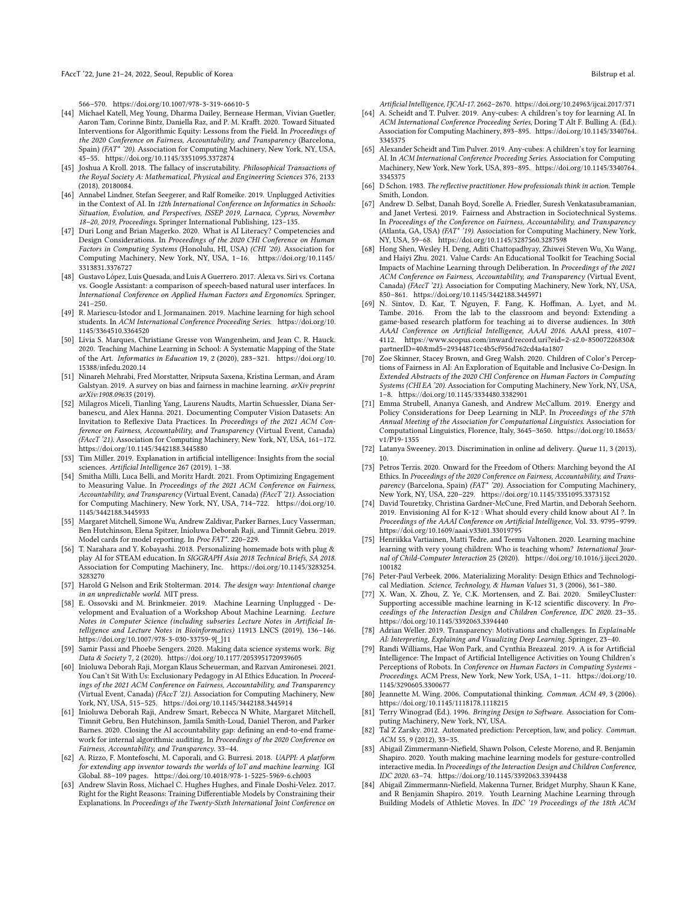566–570. https://doi.org/10.1007/978-3-319-66610-5

- [44] Michael Katell, Meg Young, Dharma Dailey, Bernease Herman, Vivian Guetler, Aaron Tam, Corinne Bintz, Daniella Raz, and P. M. Krafft. 2020. Toward Situated Interventions for Algorithmic Equity: Lessons from the Field. In *Proceedings of the 2020 Conference on Fairness, Accountability, and Transparency* (Barcelona, Spain) *(FAT* '20)*. Association for Computing Machinery, New York, NY, USA, 45–55. https://doi.org/10.1145/3351095.3372874
- [45] Joshua A Kroll. 2018. The fallacy of inscrutability. *Philosophical Transactions of the Royal Society A: Mathematical, Physical and Engineering Sciences* 376, 2133 (2018), 20180084.
- [46] Annabel Lindner, Stefan Seegerer, and Ralf Romeike. 2019. Unplugged Activities in the Context of AI. In *12th International Conference on Informatics in Schools: Situation, Evolution, and Perspectives, ISSEP 2019, Larnaca, Cyprus, November 18–20, 2019, Proceedings*. Springer International Publishing, 123–135.
- [47] Duri Long and Brian Magerko. 2020. What is AI Literacy? Competencies and Design Considerations. In *Proceedings of the 2020 CHI Conference on Human Factors in Computing Systems* (Honolulu, HI, USA) *(CHI '20)*. Association for Computing Machinery, New York, NY, USA, 1–16. https://doi.org/10.1145/3313831.3376727
- [48] Gustavo López, Luis Quesada, and Luis A Guerrero. 2017. Alexa vs. Siri vs. Cortana vs. Google Assistant: a comparison of speech-based natural user interfaces. In *International Conference on Applied Human Factors and Ergonomics*. Springer, 241–250.
- [49] R. Mariescu-Istodor and I. Jormanainen. 2019. Machine learning for high school students. In *ACM International Conference Proceeding Series*. https://doi.org/10.1145/3364510.3364520
- [50] Lívia S. Marques, Christiane Gresse von Wangenheim, and Jean C. R. Hauck. 2020. Teaching Machine Learning in School: A Systematic Mapping of the State of the Art. *Informatics in Education* 19, 2 (2020), 283–321. https://doi.org/10.15388/infedu.2020.14
- [51] Ninareh Mehrabi, Fred Morstatter, Nripsuta Saxena, Kristina Lerman, and Aram Galstyan. 2019. A survey on bias and fairness in machine learning. *arXiv preprint arXiv:1908.09635* (2019).
- [52] Milagros Miceli, Tianling Yang, Laurens Naudts, Martin Schuessler, Diana Serbanescu, and Alex Hanna. 2021. Documenting Computer Vision Datasets: An Invitation to Reflexive Data Practices. In *Proceedings of the 2021 ACM Conference on Fairness, Accountability, and Transparency* (Virtual Event, Canada) *(FAccT '21)*. Association for Computing Machinery, New York, NY, USA, 161–172. https://doi.org/10.1145/3442188.3445880
- [53] Tim Miller. 2019. Explanation in artificial intelligence: Insights from the social sciences. *Artificial Intelligence* 267 (2019), 1–38.
- [54] Smitha Milli, Luca Belli, and Moritz Hardt. 2021. From Optimizing Engagement to Measuring Value. In *Proceedings of the 2021 ACM Conference on Fairness, Accountability, and Transparency* (Virtual Event, Canada) *(FAccT '21)*. Association for Computing Machinery, New York, NY, USA, 714–722. https://doi.org/10.1145/3442188.3445933
- [55] Margaret Mitchell, Simone Wu, Andrew Zaldivar, Parker Barnes, Lucy Vasserman, Ben Hutchinson, Elena Spitzer, Inioluwa Deborah Raji, and Timnit Gebru. 2019. Model cards for model reporting. In *Proc FAT**. 220–229.
- [56] T. Narahara and Y. Kobayashi. 2018. Personalizing homemade bots with plug & play AI for STEAM education. In *SIGGRAPH Asia 2018 Technical Briefs, SA 2018*. Association for Computing Machinery, Inc. https://doi.org/10.1145/3283254.3283270
- [57] Harold G Nelson and Erik Stolterman. 2014. *The design way: Intentional change in an unpredictable world.* MIT press.
- [58] E. Ossovski and M. Brinkmeier. 2019. Machine Learning Unplugged - Development and Evaluation of a Workshop About Machine Learning. *Lecture Notes in Computer Science (including subseries Lecture Notes in Artificial Intelligence and Lecture Notes in Bioinformatics)* 11913 LNCS (2019), 136–146. https://doi.org/10.1007/978-3-030-33759-9{_}11
- [59] Samir Passi and Phoebe Sengers. 2020. Making data science systems work. *Big Data & Society* 7, 2 (2020). https://doi.org/10.1177/2053951720939605
- [60] Inioluwa Deborah Raji, Morgan Klaus Scheuerman, and Razvan Amironesei. 2021. You Can't Sit With Us: Exclusionary Pedagogy in AI Ethics Education. In *Proceedings of the 2021 ACM Conference on Fairness, Accountability, and Transparency* (Virtual Event, Canada) *(FAccT '21)*. Association for Computing Machinery, New York, NY, USA, 515–525. https://doi.org/10.1145/3442188.3445914
- [61] Inioluwa Deborah Raji, Andrew Smart, Rebecca N White, Margaret Mitchell, Timnit Gebru, Ben Hutchinson, Jamila Smith-Loud, Daniel Theron, and Parker Barnes. 2020. Closing the AI accountability gap: defining an end-to-end framework for internal algorithmic auditing. In *Proceedings of the 2020 Conference on Fairness, Accountability, and Transparency*. 33–44.
- [62] A. Rizzo, F. Montefoschi, M. Caporali, and G. Burresi. 2018. *UAPPI: A platform for extending app inventor towards the worlds of IoT and machine learning*. IGI Global. 88–109 pages. https://doi.org/10.4018/978-1-5225-5969-6.ch003
- [63] Andrew Slavin Ross, Michael C. Hughes Hughes, and Finale Doshi-Velez. 2017. Right for the Right Reasons: Training Differentiable Models by Constraining their Explanations. In *Proceedings of the Twenty-Sixth International Joint Conference on Artificial Intelligence, IJCAI-17*. 2662–2670. https://doi.org/10.24963/ijcai.2017/371
- [64] A. Scheidt and T. Pulver. 2019. Any-cubes: A children's toy for learning AI. In *ACM International Conference Proceeding Series*, Doring T Alt F. Bulling A. (Ed.). Association for Computing Machinery, 893–895. https://doi.org/10.1145/3340764.3345375
- [65] Alexander Scheidt and Tim Pulver. 2019. Any-cubes: A children's toy for learning AI. In *ACM International Conference Proceeding Series*. Association for Computing Machinery, New York, New York, USA, 893–895. https://doi.org/10.1145/3340764.3345375
- [66] D Schon. 1983. *The reflective practitioner. How professionals think in action.* Temple Smith, London.
- [67] Andrew D. Selbst, Danah Boyd, Sorelle A. Friedler, Suresh Venkatasubramanian, and Janet Vertesi. 2019. Fairness and Abstraction in Sociotechnical Systems. In *Proceedings of the Conference on Fairness, Accountability, and Transparency* (Atlanta, GA, USA) *(FAT* '19)*. Association for Computing Machinery, New York, NY, USA, 59–68. https://doi.org/10.1145/3287560.3287598
- [68] Hong Shen, Wesley H. Deng, Aditi Chattopadhyay, Zhiwei Steven Wu, Xu Wang, and Haiyi Zhu. 2021. Value Cards: An Educational Toolkit for Teaching Social Impacts of Machine Learning through Deliberation. In *Proceedings of the 2021 ACM Conference on Fairness, Accountability, and Transparency* (Virtual Event, Canada) *(FAccT '21)*. Association for Computing Machinery, New York, NY, USA, 850–861. https://doi.org/10.1145/3442188.3445971
- [69] N. Sintov, D. Kar, T. Nguyen, F. Fang, K. Hoffman, A. Lyet, and M. Tambe. 2016. From the lab to the classroom and beyond: Extending a game-based research platform for teaching ai to diverse audiences. In *30th AAAI Conference on Artificial Intelligence, AAAI 2016*. AAAI press, 4107–4112. https://www.scopus.com/inward/record.uri?eid=2-s2.0-85007226830&partnerID=40&md5=29344871cc4b5cf956d762cd4a4a1807
- [70] Zoe Skinner, Stacey Brown, and Greg Walsh. 2020. Children of Color's Perceptions of Fairness in AI: An Exploration of Equitable and Inclusive Co-Design. In *Extended Abstracts of the 2020 CHI Conference on Human Factors in Computing Systems (CHI EA '20)*. Association for Computing Machinery, New York, NY, USA, 1–8. https://doi.org/10.1145/3334480.3382901
- [71] Emma Strubell, Ananya Ganesh, and Andrew McCallum. 2019. Energy and Policy Considerations for Deep Learning in NLP. In *Proceedings of the 57th Annual Meeting of the Association for Computational Linguistics*. Association for Computational Linguistics, Florence, Italy, 3645–3650. https://doi.org/10.18653/v1/P19-1355
- [72] Latanya Sweeney. 2013. Discrimination in online ad delivery. *Queue* 11, 3 (2013), 10.
- [73] Petros Terzis. 2020. Onward for the Freedom of Others: Marching beyond the AI Ethics. In *Proceedings of the 2020 Conference on Fairness, Accountability, and Transparency* (Barcelona, Spain) *(FAT* '20)*. Association for Computing Machinery, New York, NY, USA, 220–229. https://doi.org/10.1145/3351095.3373152
- [74] David Touretzky, Christina Gardner-McCune, Fred Martin, and Deborah Seehorn. 2019. Envisioning AI for K-12 : What should every child know about AI ?. In *Proceedings of the AAAI Conference on Artificial Intelligence*, Vol. 33. 9795–9799. https://doi.org/10.1609/aaai.v33i01.33019795
- [75] Henriikka Vartiainen, Matti Tedre, and Teemu Valtonen. 2020. Learning machine learning with very young children: Who is teaching whom? *International Journal of Child-Computer Interaction* 25 (2020). https://doi.org/10.1016/j.ijcci.2020.100182
- [76] Peter-Paul Verbeek. 2006. Materializing Morality: Design Ethics and Technological Mediation. *Science, Technology, & Human Values* 31, 3 (2006), 361–380.
- [77] X. Wan, X. Zhou, Z. Ye, C.K. Mortensen, and Z. Bai. 2020. SmileyCluster: Supporting accessible machine learning in K-12 scientific discovery. In *Proceedings of the Interaction Design and Children Conference, IDC 2020*. 23–35. https://doi.org/10.1145/3392063.3394440
- [78] Adrian Weller. 2019. Transparency: Motivations and challenges. In *Explainable AI: Interpreting, Explaining and Visualizing Deep Learning*. Springer, 23–40.
- [79] Randi Williams, Hae Won Park, and Cynthia Breazeal. 2019. A is for Artificial Intelligence: The Impact of Artificial Intelligence Activities on Young Children's Perceptions of Robots. In *Conference on Human Factors in Computing Systems - Proceedings*. ACM Press, New York, New York, USA, 1–11. https://doi.org/10.1145/3290605.3300677
- [80] Jeannette M. Wing. 2006. Computational thinking. *Commun. ACM* 49, 3 (2006). https://doi.org/10.1145/1118178.1118215
- [81] Terry Winograd (Ed.). 1996. *Bringing Design to Software.* Association for Computing Machinery, New York, NY, USA.
- [82] Tal Z Zarsky. 2012. Automated prediction: Perception, law, and policy. *Commun. ACM* 55, 9 (2012), 33–35.
- [83] Abigail Zimmermann-Niefield, Shawn Polson, Celeste Moreno, and R. Benjamin Shapiro. 2020. Youth making machine learning models for gesture-controlled interactive media. In *Proceedings of the Interaction Design and Children Conference, IDC 2020*. 63–74. https://doi.org/10.1145/3392063.3394438
- [84] Abigail Zimmermann-Niefield, Makenna Turner, Bridget Murphy, Shaun K Kane, and R Benjamin Shapiro. 2019. Youth Learning Machine Learning through Building Models of Athletic Moves. In *IDC '19 Proceedings of the 18th ACM*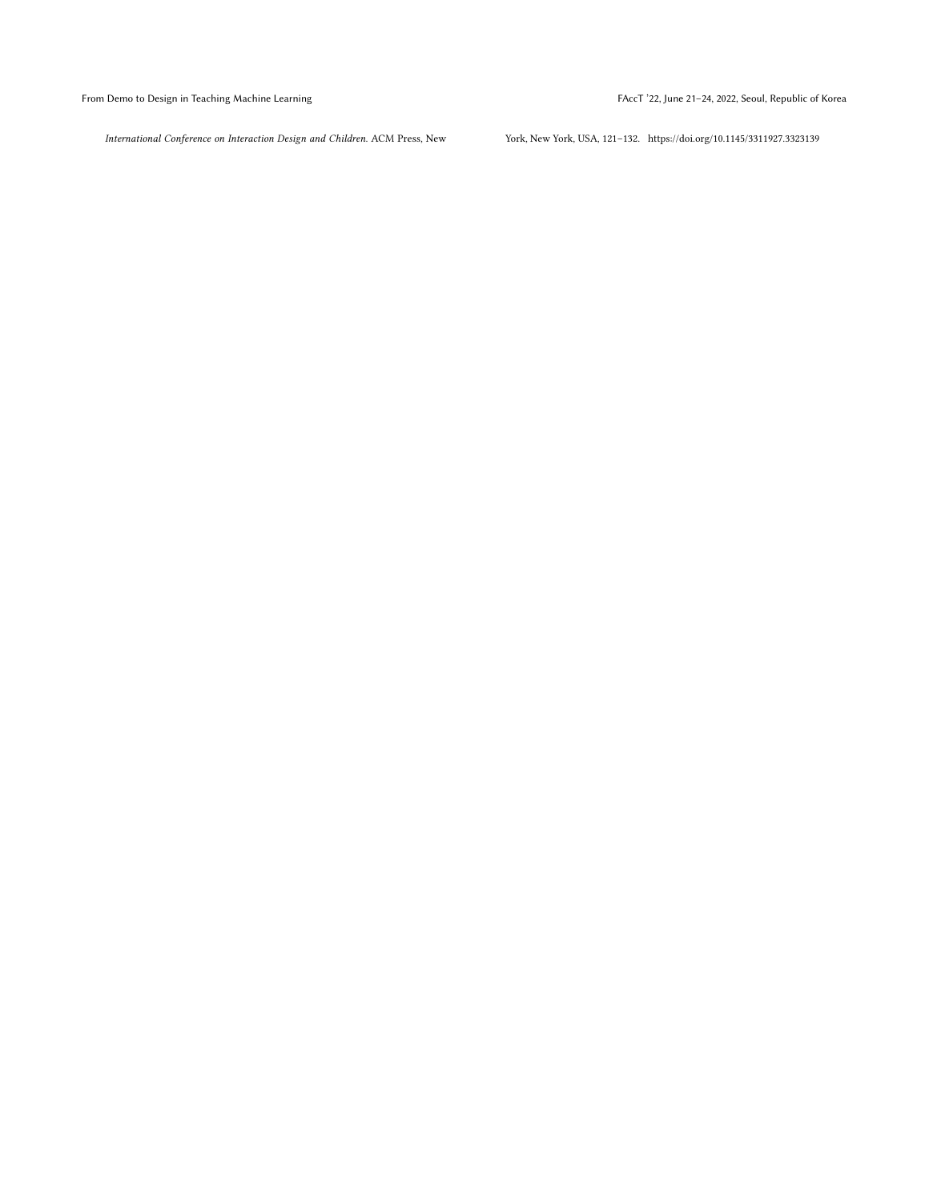*International Conference on Interaction Design and Children.* ACM Press, New York, New York, USA, 121–132. https://doi.org/10.1145/3311927.3323139